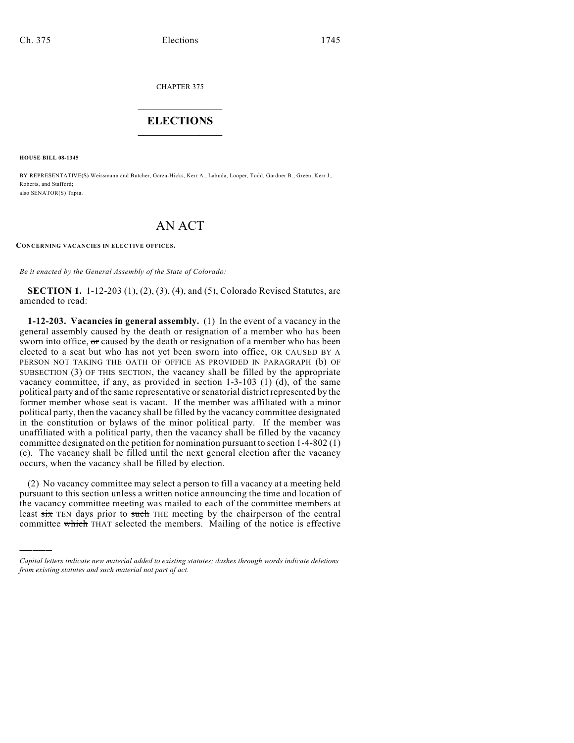CHAPTER 375

# ELECTIONS

**HOUSE BILL 08-1345**

BY REPRESENTATIVE(S) Weissmann and Butcher, Garza-Hicks, Kerr A., Labuda, Looper, Todd, Gardner B., Green, Kerr J., Roberts, and Stafford;
also SENATOR(S) Tapia.

# AN ACT

**CONCERNING VACANCIES IN ELECTIVE OFFICES.**

*Be it enacted by the General Assembly of the State of Colorado:*

**SECTION 1.** 1-12-203 (1), (2), (3), (4), and (5), Colorado Revised Statutes, are amended to read:

**1-12-203. Vacancies in general assembly.** (1) In the event of a vacancy in the general assembly caused by the death or resignation of a member who has been sworn into office, ~~or~~ caused by the death or resignation of a member who has been elected to a seat but who has not yet been sworn into office, OR CAUSED BY A PERSON NOT TAKING THE OATH OF OFFICE AS PROVIDED IN PARAGRAPH (b) OF SUBSECTION (3) OF THIS SECTION, the vacancy shall be filled by the appropriate vacancy committee, if any, as provided in section 1-3-103 (1) (d), of the same political party and of the same representative or senatorial district represented by the former member whose seat is vacant. If the member was affiliated with a minor political party, then the vacancy shall be filled by the vacancy committee designated in the constitution or bylaws of the minor political party. If the member was unaffiliated with a political party, then the vacancy shall be filled by the vacancy committee designated on the petition for nomination pursuant to section 1-4-802 (1) (e). The vacancy shall be filled until the next general election after the vacancy occurs, when the vacancy shall be filled by election.

(2) No vacancy committee may select a person to fill a vacancy at a meeting held pursuant to this section unless a written notice announcing the time and location of the vacancy committee meeting was mailed to each of the committee members at least ~~six~~ TEN days prior to ~~such~~ THE meeting by the chairperson of the central committee ~~which~~ THAT selected the members. Mailing of the notice is effective

*Capital letters indicate new material added to existing statutes; dashes through words indicate deletions from existing statutes and such material not part of act.*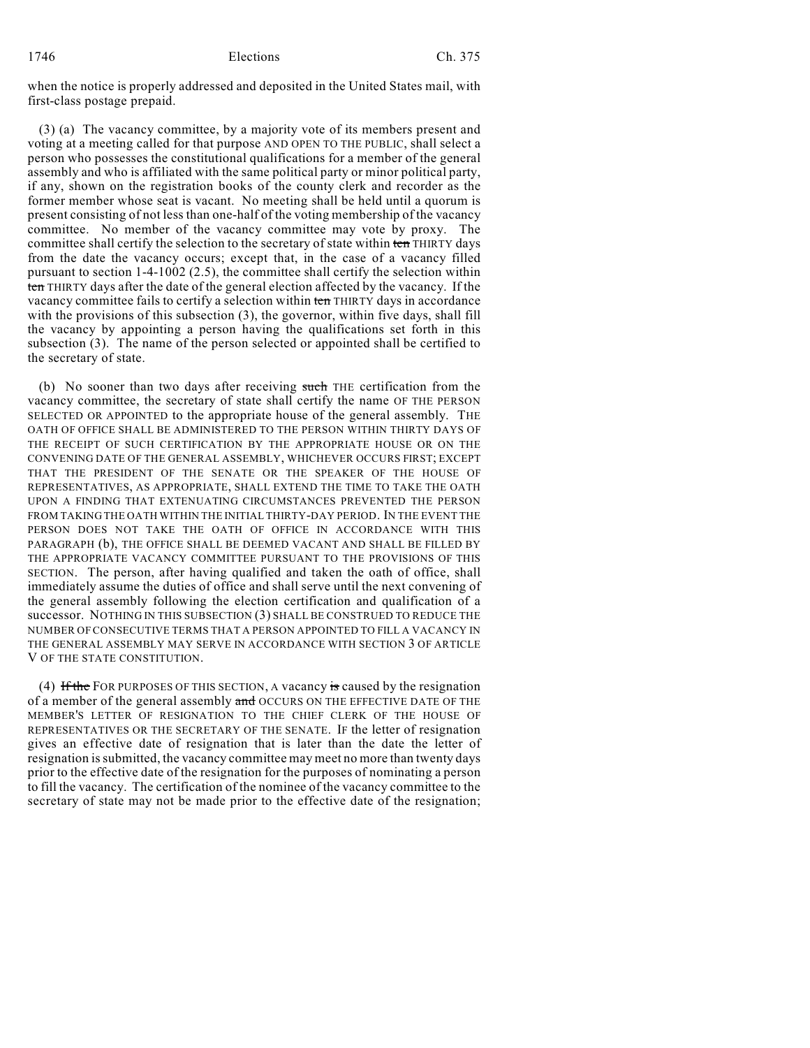when the notice is properly addressed and deposited in the United States mail, with first-class postage prepaid.

(3) (a) The vacancy committee, by a majority vote of its members present and voting at a meeting called for that purpose AND OPEN TO THE PUBLIC, shall select a person who possesses the constitutional qualifications for a member of the general assembly and who is affiliated with the same political party or minor political party, if any, shown on the registration books of the county clerk and recorder as the former member whose seat is vacant. No meeting shall be held until a quorum is present consisting of not less than one-half of the voting membership of the vacancy committee. No member of the vacancy committee may vote by proxy. The committee shall certify the selection to the secretary of state within ~~ten~~ THIRTY days from the date the vacancy occurs; except that, in the case of a vacancy filled pursuant to section 1-4-1002 (2.5), the committee shall certify the selection within ~~ten~~ THIRTY days after the date of the general election affected by the vacancy. If the vacancy committee fails to certify a selection within ~~ten~~ THIRTY days in accordance with the provisions of this subsection (3), the governor, within five days, shall fill the vacancy by appointing a person having the qualifications set forth in this subsection (3). The name of the person selected or appointed shall be certified to the secretary of state.

(b) No sooner than two days after receiving ~~such~~ THE certification from the vacancy committee, the secretary of state shall certify the name OF THE PERSON SELECTED OR APPOINTED to the appropriate house of the general assembly. THE OATH OF OFFICE SHALL BE ADMINISTERED TO THE PERSON WITHIN THIRTY DAYS OF THE RECEIPT OF SUCH CERTIFICATION BY THE APPROPRIATE HOUSE OR ON THE CONVENING DATE OF THE GENERAL ASSEMBLY, WHICHEVER OCCURS FIRST; EXCEPT THAT THE PRESIDENT OF THE SENATE OR THE SPEAKER OF THE HOUSE OF REPRESENTATIVES, AS APPROPRIATE, SHALL EXTEND THE TIME TO TAKE THE OATH UPON A FINDING THAT EXTENUATING CIRCUMSTANCES PREVENTED THE PERSON FROM TAKING THE OATH WITHIN THE INITIAL THIRTY-DAY PERIOD. IN THE EVENT THE PERSON DOES NOT TAKE THE OATH OF OFFICE IN ACCORDANCE WITH THIS PARAGRAPH (b), THE OFFICE SHALL BE DEEMED VACANT AND SHALL BE FILLED BY THE APPROPRIATE VACANCY COMMITTEE PURSUANT TO THE PROVISIONS OF THIS SECTION. The person, after having qualified and taken the oath of office, shall immediately assume the duties of office and shall serve until the next convening of the general assembly following the election certification and qualification of a successor. NOTHING IN THIS SUBSECTION (3) SHALL BE CONSTRUED TO REDUCE THE NUMBER OF CONSECUTIVE TERMS THAT A PERSON APPOINTED TO FILL A VACANCY IN THE GENERAL ASSEMBLY MAY SERVE IN ACCORDANCE WITH SECTION 3 OF ARTICLE V OF THE STATE CONSTITUTION.

(4) ~~If the~~ FOR PURPOSES OF THIS SECTION, A vacancy ~~is~~ caused by the resignation of a member of the general assembly ~~and~~ OCCURS ON THE EFFECTIVE DATE OF THE MEMBER'S LETTER OF RESIGNATION TO THE CHIEF CLERK OF THE HOUSE OF REPRESENTATIVES OR THE SECRETARY OF THE SENATE. IF the letter of resignation gives an effective date of resignation that is later than the date the letter of resignation is submitted, the vacancy committee may meet no more than twenty days prior to the effective date of the resignation for the purposes of nominating a person to fill the vacancy. The certification of the nominee of the vacancy committee to the secretary of state may not be made prior to the effective date of the resignation;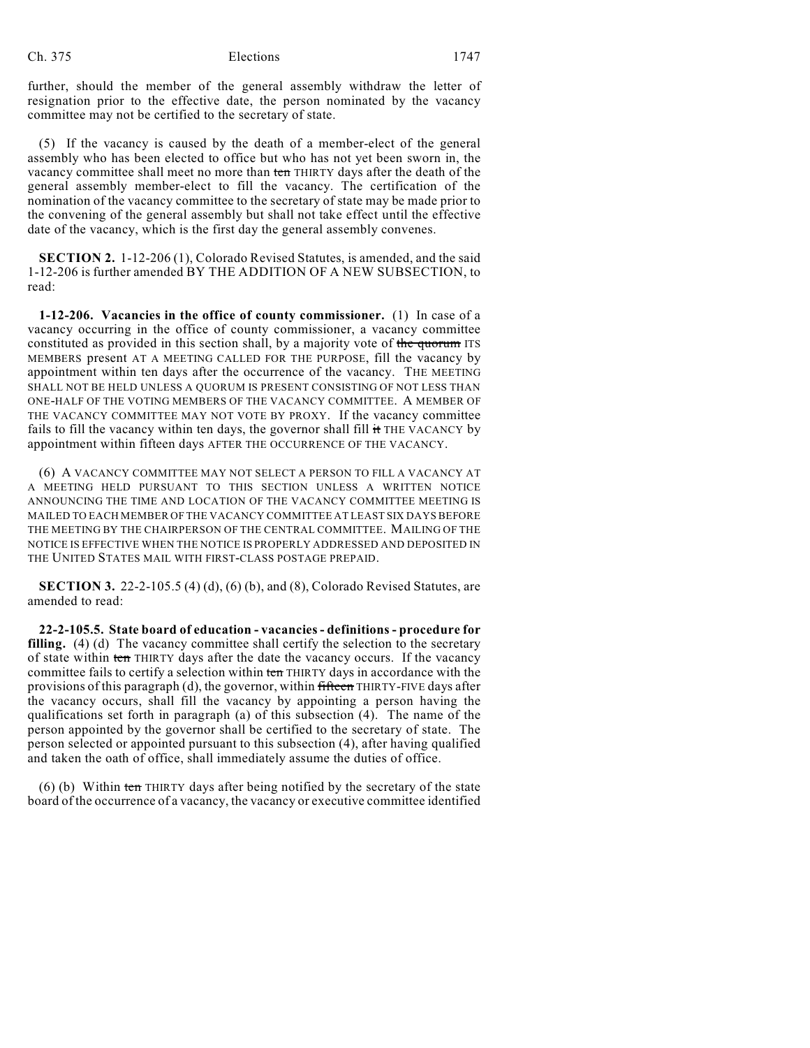further, should the member of the general assembly withdraw the letter of resignation prior to the effective date, the person nominated by the vacancy committee may not be certified to the secretary of state.

(5) If the vacancy is caused by the death of a member-elect of the general assembly who has been elected to office but who has not yet been sworn in, the vacancy committee shall meet no more than ~~ten~~ THIRTY days after the death of the general assembly member-elect to fill the vacancy. The certification of the nomination of the vacancy committee to the secretary of state may be made prior to the convening of the general assembly but shall not take effect until the effective date of the vacancy, which is the first day the general assembly convenes.

**SECTION 2.** 1-12-206 (1), Colorado Revised Statutes, is amended, and the said 1-12-206 is further amended BY THE ADDITION OF A NEW SUBSECTION, to read:

**1-12-206. Vacancies in the office of county commissioner.** (1) In case of a vacancy occurring in the office of county commissioner, a vacancy committee constituted as provided in this section shall, by a majority vote of ~~the quorum~~ ITS MEMBERS present AT A MEETING CALLED FOR THE PURPOSE, fill the vacancy by appointment within ten days after the occurrence of the vacancy. THE MEETING SHALL NOT BE HELD UNLESS A QUORUM IS PRESENT CONSISTING OF NOT LESS THAN ONE-HALF OF THE VOTING MEMBERS OF THE VACANCY COMMITTEE. A MEMBER OF THE VACANCY COMMITTEE MAY NOT VOTE BY PROXY. If the vacancy committee fails to fill the vacancy within ten days, the governor shall fill ~~it~~ THE VACANCY by appointment within fifteen days AFTER THE OCCURRENCE OF THE VACANCY.

(6) A VACANCY COMMITTEE MAY NOT SELECT A PERSON TO FILL A VACANCY AT A MEETING HELD PURSUANT TO THIS SECTION UNLESS A WRITTEN NOTICE ANNOUNCING THE TIME AND LOCATION OF THE VACANCY COMMITTEE MEETING IS MAILED TO EACH MEMBER OF THE VACANCY COMMITTEE AT LEAST SIX DAYS BEFORE THE MEETING BY THE CHAIRPERSON OF THE CENTRAL COMMITTEE. MAILING OF THE NOTICE IS EFFECTIVE WHEN THE NOTICE IS PROPERLY ADDRESSED AND DEPOSITED IN THE UNITED STATES MAIL WITH FIRST-CLASS POSTAGE PREPAID.

**SECTION 3.** 22-2-105.5 (4) (d), (6) (b), and (8), Colorado Revised Statutes, are amended to read:

**22-2-105.5. State board of education - vacancies - definitions - procedure for filling.** (4) (d) The vacancy committee shall certify the selection to the secretary of state within ~~ten~~ THIRTY days after the date the vacancy occurs. If the vacancy committee fails to certify a selection within ~~ten~~ THIRTY days in accordance with the provisions of this paragraph (d), the governor, within ~~fifteen~~ THIRTY-FIVE days after the vacancy occurs, shall fill the vacancy by appointing a person having the qualifications set forth in paragraph (a) of this subsection (4). The name of the person appointed by the governor shall be certified to the secretary of state. The person selected or appointed pursuant to this subsection (4), after having qualified and taken the oath of office, shall immediately assume the duties of office.

(6) (b) Within ~~ten~~ THIRTY days after being notified by the secretary of the state board of the occurrence of a vacancy, the vacancy or executive committee identified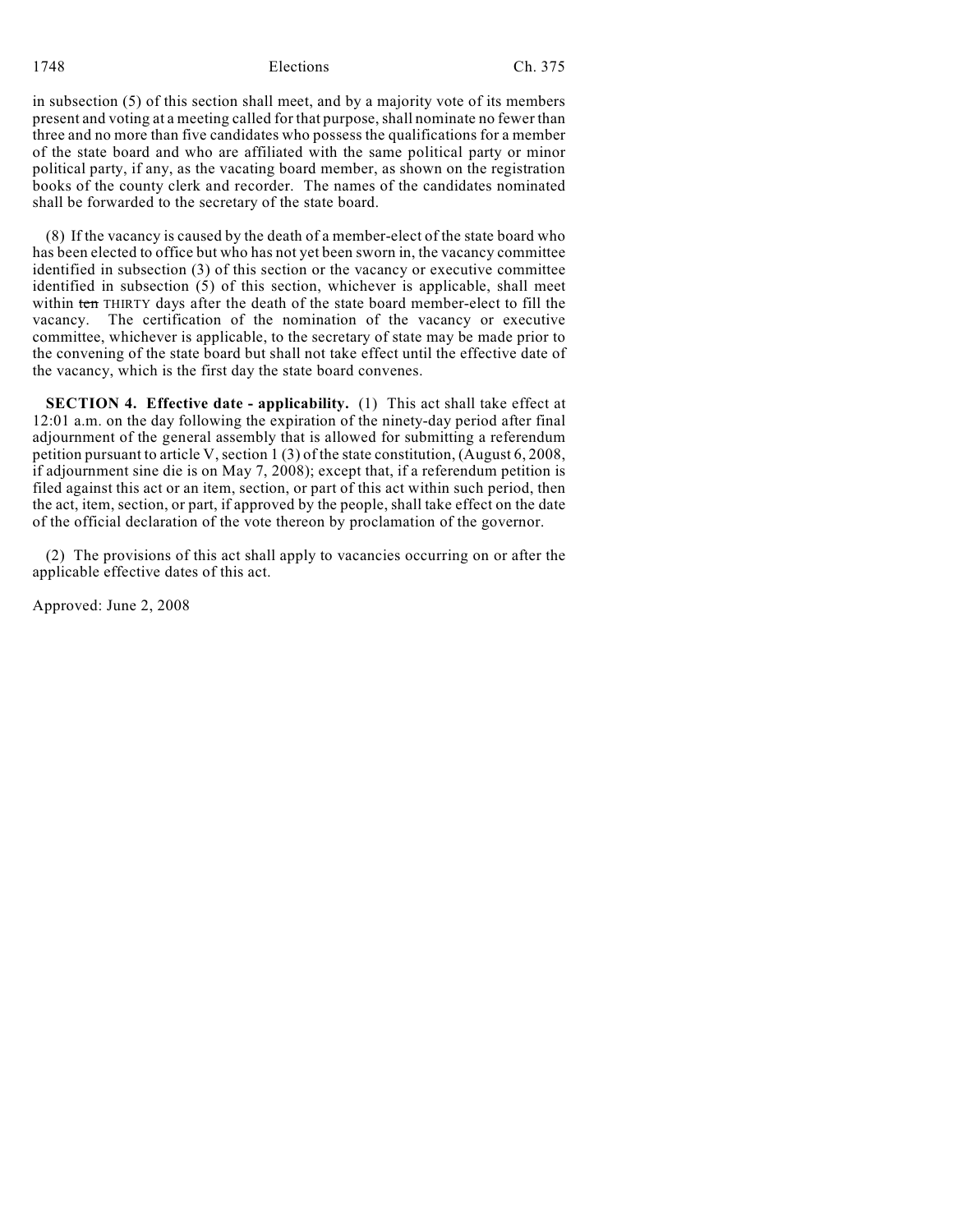in subsection (5) of this section shall meet, and by a majority vote of its members present and voting at a meeting called for that purpose, shall nominate no fewer than three and no more than five candidates who possess the qualifications for a member of the state board and who are affiliated with the same political party or minor political party, if any, as the vacating board member, as shown on the registration books of the county clerk and recorder. The names of the candidates nominated shall be forwarded to the secretary of the state board.

(8) If the vacancy is caused by the death of a member-elect of the state board who has been elected to office but who has not yet been sworn in, the vacancy committee identified in subsection (3) of this section or the vacancy or executive committee identified in subsection (5) of this section, whichever is applicable, shall meet within ~~ten~~ THIRTY days after the death of the state board member-elect to fill the vacancy. The certification of the nomination of the vacancy or executive committee, whichever is applicable, to the secretary of state may be made prior to the convening of the state board but shall not take effect until the effective date of the vacancy, which is the first day the state board convenes.

**SECTION 4. Effective date - applicability.** (1) This act shall take effect at 12:01 a.m. on the day following the expiration of the ninety-day period after final adjournment of the general assembly that is allowed for submitting a referendum petition pursuant to article V, section 1 (3) of the state constitution, (August 6, 2008, if adjournment sine die is on May 7, 2008); except that, if a referendum petition is filed against this act or an item, section, or part of this act within such period, then the act, item, section, or part, if approved by the people, shall take effect on the date of the official declaration of the vote thereon by proclamation of the governor.

(2) The provisions of this act shall apply to vacancies occurring on or after the applicable effective dates of this act.

Approved: June 2, 2008